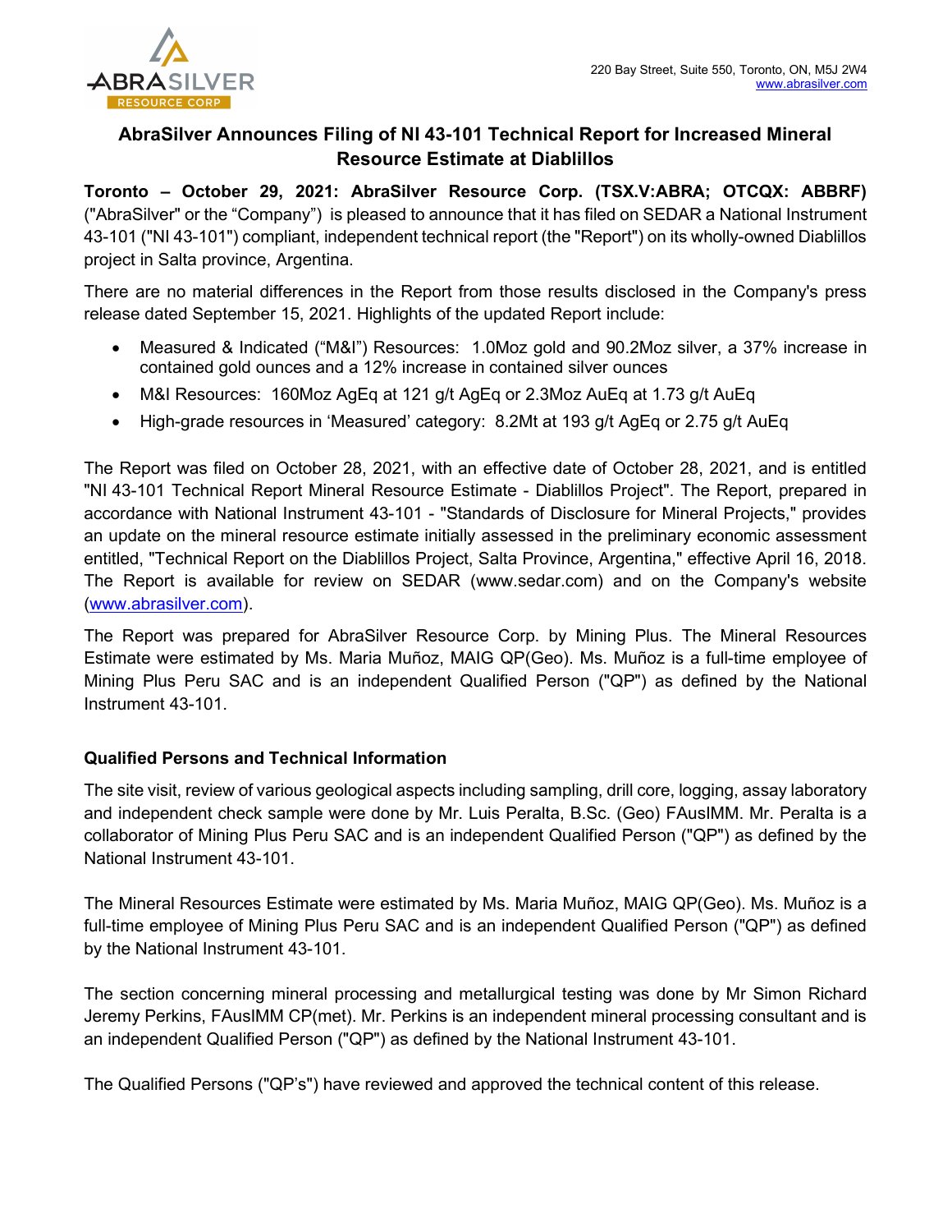220 Bay Street, Suite 550, Toronto, ON, M5J 2W4
www.abrasilver.com

# AbraSilver Announces Filing of NI 43-101 Technical Report for Increased Mineral Resource Estimate at Diablillos

**Toronto – October 29, 2021: AbraSilver Resource Corp. (TSX.V:ABRA; OTCQX: ABBRF)** ("AbraSilver" or the "Company") is pleased to announce that it has filed on SEDAR a National Instrument 43-101 ("NI 43-101") compliant, independent technical report (the "Report") on its wholly-owned Diablillos project in Salta province, Argentina.

There are no material differences in the Report from those results disclosed in the Company's press release dated September 15, 2021. Highlights of the updated Report include:

- Measured & Indicated ("M&I") Resources: 1.0Moz gold and 90.2Moz silver, a 37% increase in contained gold ounces and a 12% increase in contained silver ounces
- M&I Resources: 160Moz AgEq at 121 g/t AgEq or 2.3Moz AuEq at 1.73 g/t AuEq
- High-grade resources in 'Measured' category: 8.2Mt at 193 g/t AgEq or 2.75 g/t AuEq

The Report was filed on October 28, 2021, with an effective date of October 28, 2021, and is entitled "NI 43-101 Technical Report Mineral Resource Estimate - Diablillos Project". The Report, prepared in accordance with National Instrument 43-101 - "Standards of Disclosure for Mineral Projects," provides an update on the mineral resource estimate initially assessed in the preliminary economic assessment entitled, "Technical Report on the Diablillos Project, Salta Province, Argentina," effective April 16, 2018. The Report is available for review on SEDAR (www.sedar.com) and on the Company's website (www.abrasilver.com).

The Report was prepared for AbraSilver Resource Corp. by Mining Plus. The Mineral Resources Estimate were estimated by Ms. Maria Muñoz, MAIG QP(Geo). Ms. Muñoz is a full-time employee of Mining Plus Peru SAC and is an independent Qualified Person ("QP") as defined by the National Instrument 43-101.

## Qualified Persons and Technical Information

The site visit, review of various geological aspects including sampling, drill core, logging, assay laboratory and independent check sample were done by Mr. Luis Peralta, B.Sc. (Geo) FAusIMM. Mr. Peralta is a collaborator of Mining Plus Peru SAC and is an independent Qualified Person ("QP") as defined by the National Instrument 43-101.

The Mineral Resources Estimate were estimated by Ms. Maria Muñoz, MAIG QP(Geo). Ms. Muñoz is a full-time employee of Mining Plus Peru SAC and is an independent Qualified Person ("QP") as defined by the National Instrument 43-101.

The section concerning mineral processing and metallurgical testing was done by Mr Simon Richard Jeremy Perkins, FAusIMM CP(met). Mr. Perkins is an independent mineral processing consultant and is an independent Qualified Person ("QP") as defined by the National Instrument 43-101.

The Qualified Persons ("QP's") have reviewed and approved the technical content of this release.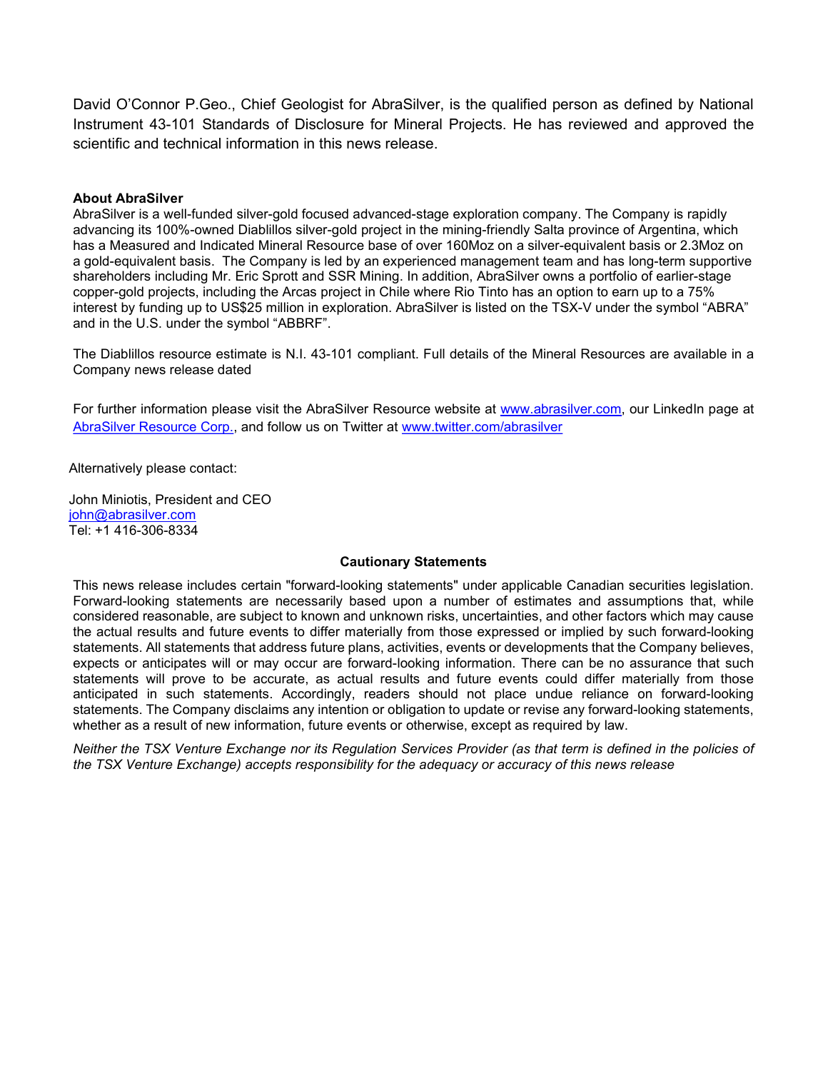David O'Connor P.Geo., Chief Geologist for AbraSilver, is the qualified person as defined by National Instrument 43-101 Standards of Disclosure for Mineral Projects. He has reviewed and approved the scientific and technical information in this news release.

**About AbraSilver**

AbraSilver is a well-funded silver-gold focused advanced-stage exploration company. The Company is rapidly advancing its 100%-owned Diablillos silver-gold project in the mining-friendly Salta province of Argentina, which has a Measured and Indicated Mineral Resource base of over 160Moz on a silver-equivalent basis or 2.3Moz on a gold-equivalent basis. The Company is led by an experienced management team and has long-term supportive shareholders including Mr. Eric Sprott and SSR Mining. In addition, AbraSilver owns a portfolio of earlier-stage copper-gold projects, including the Arcas project in Chile where Rio Tinto has an option to earn up to a 75% interest by funding up to US$25 million in exploration. AbraSilver is listed on the TSX-V under the symbol "ABRA" and in the U.S. under the symbol "ABBRF".

The Diablillos resource estimate is N.I. 43-101 compliant. Full details of the Mineral Resources are available in a Company news release dated

For further information please visit the AbraSilver Resource website at www.abrasilver.com, our LinkedIn page at AbraSilver Resource Corp., and follow us on Twitter at www.twitter.com/abrasilver

Alternatively please contact:

John Miniotis, President and CEO
john@abrasilver.com
Tel: +1 416-306-8334

**Cautionary Statements**

This news release includes certain "forward-looking statements" under applicable Canadian securities legislation. Forward-looking statements are necessarily based upon a number of estimates and assumptions that, while considered reasonable, are subject to known and unknown risks, uncertainties, and other factors which may cause the actual results and future events to differ materially from those expressed or implied by such forward-looking statements. All statements that address future plans, activities, events or developments that the Company believes, expects or anticipates will or may occur are forward-looking information. There can be no assurance that such statements will prove to be accurate, as actual results and future events could differ materially from those anticipated in such statements. Accordingly, readers should not place undue reliance on forward-looking statements. The Company disclaims any intention or obligation to update or revise any forward-looking statements, whether as a result of new information, future events or otherwise, except as required by law.

*Neither the TSX Venture Exchange nor its Regulation Services Provider (as that term is defined in the policies of the TSX Venture Exchange) accepts responsibility for the adequacy or accuracy of this news release*